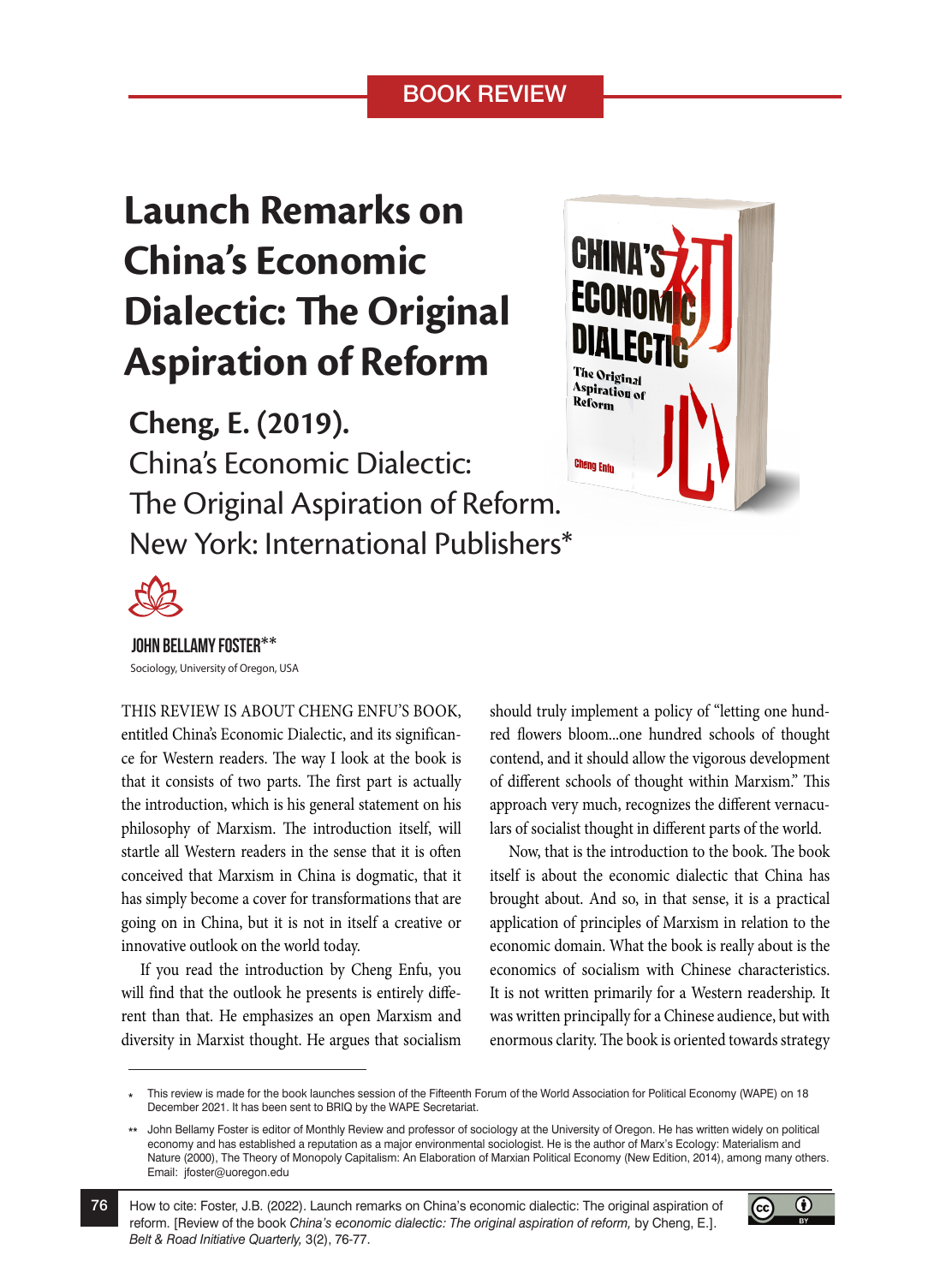BOOK REVIEW

# Launch Remarks on China's Economic Dialectic: The Original Aspiration of Reform

**Cheng, E. (2019).**
China's Economic Dialectic: The Original Aspiration of Reform. New York: International Publishers*

**JOHN BELLAMY FOSTER****
Sociology, University of Oregon, USA

THIS REVIEW IS ABOUT CHENG ENFU'S BOOK, entitled China's Economic Dialectic, and its significance for Western readers. The way I look at the book is that it consists of two parts. The first part is actually the introduction, which is his general statement on his philosophy of Marxism. The introduction itself, will startle all Western readers in the sense that it is often conceived that Marxism in China is dogmatic, that it has simply become a cover for transformations that are going on in China, but it is not in itself a creative or innovative outlook on the world today.

If you read the introduction by Cheng Enfu, you will find that the outlook he presents is entirely different than that. He emphasizes an open Marxism and diversity in Marxist thought. He argues that socialism should truly implement a policy of "letting one hundred flowers bloom...one hundred schools of thought contend, and it should allow the vigorous development of different schools of thought within Marxism." This approach very much, recognizes the different vernaculars of socialist thought in different parts of the world.

Now, that is the introduction to the book. The book itself is about the economic dialectic that China has brought about. And so, in that sense, it is a practical application of principles of Marxism in relation to the economic domain. What the book is really about is the economics of socialism with Chinese characteristics. It is not written primarily for a Western readership. It was written principally for a Chinese audience, but with enormous clarity. The book is oriented towards strategy

---

\* This review is made for the book launches session of the Fifteenth Forum of the World Association for Political Economy (WAPE) on 18 December 2021. It has been sent to BRIQ by the WAPE Secretariat.

\*\* John Bellamy Foster is editor of Monthly Review and professor of sociology at the University of Oregon. He has written widely on political economy and has established a reputation as a major environmental sociologist. He is the author of Marx's Ecology: Materialism and Nature (2000), The Theory of Monopoly Capitalism: An Elaboration of Marxian Political Economy (New Edition, 2014), among many others. Email: jfoster@uoregon.edu

How to cite: Foster, J.B. (2022). Launch remarks on China's economic dialectic: The original aspiration of reform. [Review of the book *China's economic dialectic: The original aspiration of reform,* by Cheng, E.]. *Belt & Road Initiative Quarterly,* 3(2), 76-77.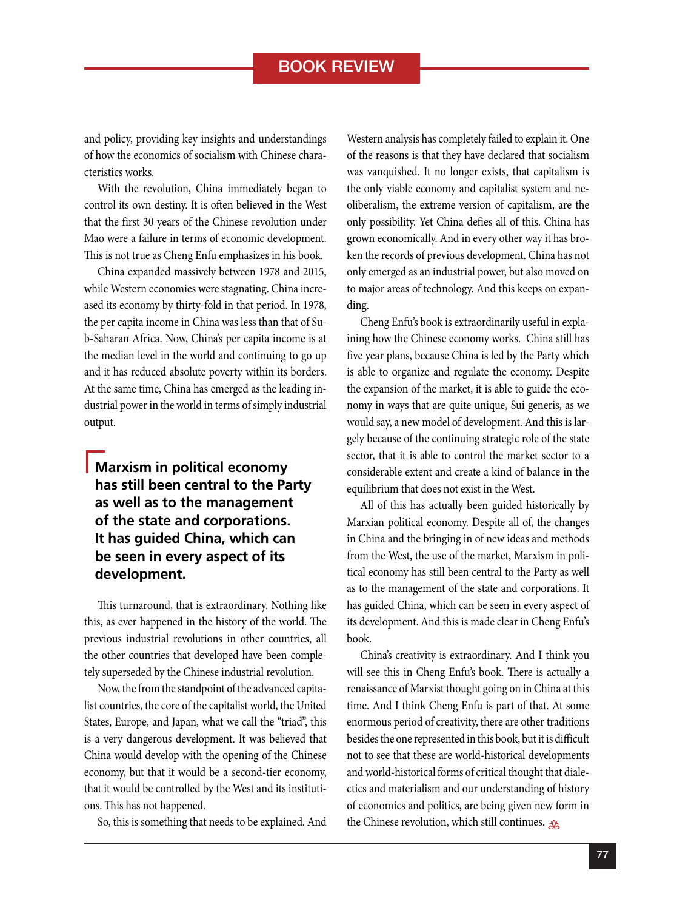and policy, providing key insights and understandings of how the economics of socialism with Chinese characteristics works.

With the revolution, China immediately began to control its own destiny. It is often believed in the West that the first 30 years of the Chinese revolution under Mao were a failure in terms of economic development. This is not true as Cheng Enfu emphasizes in his book.

China expanded massively between 1978 and 2015, while Western economies were stagnating. China increased its economy by thirty-fold in that period. In 1978, the per capita income in China was less than that of Sub-Saharan Africa. Now, China's per capita income is at the median level in the world and continuing to go up and it has reduced absolute poverty within its borders. At the same time, China has emerged as the leading industrial power in the world in terms of simply industrial output.

**Marxism in political economy has still been central to the Party as well as to the management of the state and corporations. It has guided China, which can be seen in every aspect of its development.**

This turnaround, that is extraordinary. Nothing like this, as ever happened in the history of the world. The previous industrial revolutions in other countries, all the other countries that developed have been completely superseded by the Chinese industrial revolution.

Now, the from the standpoint of the advanced capitalist countries, the core of the capitalist world, the United States, Europe, and Japan, what we call the "triad", this is a very dangerous development. It was believed that China would develop with the opening of the Chinese economy, but that it would be a second-tier economy, that it would be controlled by the West and its institutions. This has not happened.

So, this is something that needs to be explained. And Western analysis has completely failed to explain it. One of the reasons is that they have declared that socialism was vanquished. It no longer exists, that capitalism is the only viable economy and capitalist system and neoliberalism, the extreme version of capitalism, are the only possibility. Yet China defies all of this. China has grown economically. And in every other way it has broken the records of previous development. China has not only emerged as an industrial power, but also moved on to major areas of technology. And this keeps on expanding.

Cheng Enfu's book is extraordinarily useful in explaining how the Chinese economy works. China still has five year plans, because China is led by the Party which is able to organize and regulate the economy. Despite the expansion of the market, it is able to guide the economy in ways that are quite unique, Sui generis, as we would say, a new model of development. And this is largely because of the continuing strategic role of the state sector, that it is able to control the market sector to a considerable extent and create a kind of balance in the equilibrium that does not exist in the West.

All of this has actually been guided historically by Marxian political economy. Despite all of, the changes in China and the bringing in of new ideas and methods from the West, the use of the market, Marxism in political economy has still been central to the Party as well as to the management of the state and corporations. It has guided China, which can be seen in every aspect of its development. And this is made clear in Cheng Enfu's book.

China's creativity is extraordinary. And I think you will see this in Cheng Enfu's book. There is actually a renaissance of Marxist thought going on in China at this time. And I think Cheng Enfu is part of that. At some enormous period of creativity, there are other traditions besides the one represented in this book, but it is difficult not to see that these are world-historical developments and world-historical forms of critical thought that dialectics and materialism and our understanding of history of economics and politics, are being given new form in the Chinese revolution, which still continues.